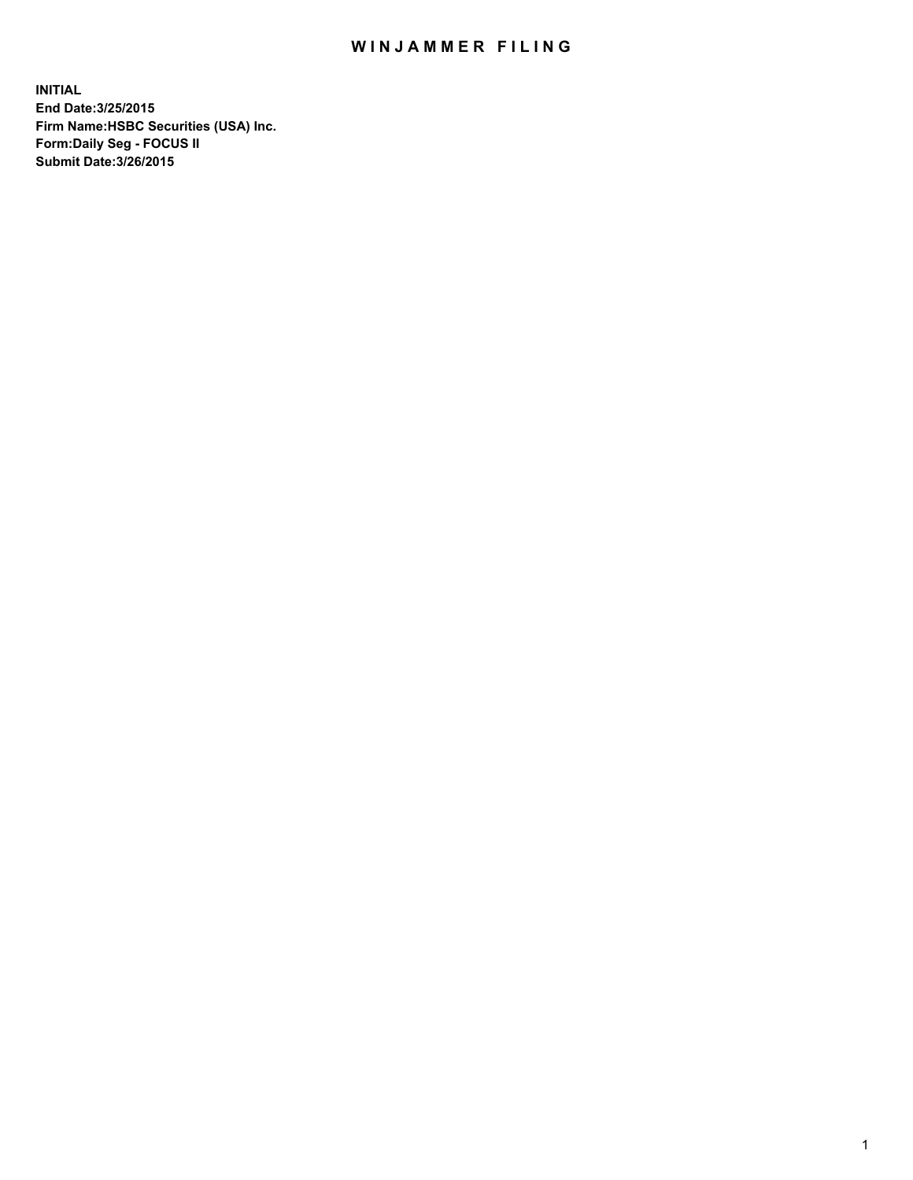# WINJAMMER FILING

**INITIAL**
**End Date:3/25/2015**
**Firm Name:HSBC Securities (USA) Inc.**
**Form:Daily Seg - FOCUS II**
**Submit Date:3/26/2015**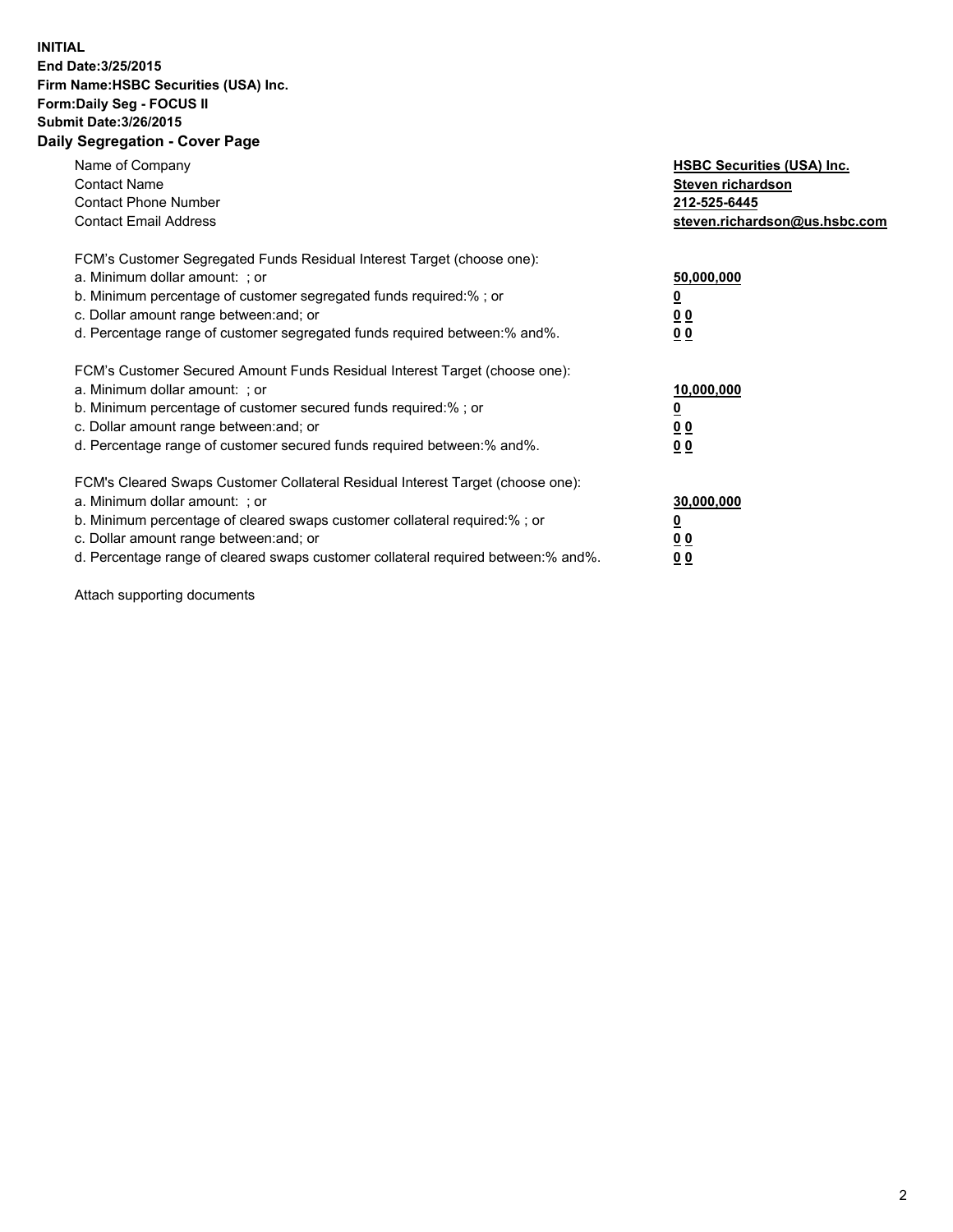**INITIAL**
**End Date:3/25/2015**
**Firm Name:HSBC Securities (USA) Inc.**
**Form:Daily Seg - FOCUS II**
**Submit Date:3/26/2015**

## Daily Segregation - Cover Page

| | |
|---|---|
| Name of Company | **HSBC Securities (USA) Inc.** |
| Contact Name | **Steven richardson** |
| Contact Phone Number | **212-525-6445** |
| Contact Email Address | **steven.richardson@us.hsbc.com** |

FCM's Customer Segregated Funds Residual Interest Target (choose one):

| | |
|---|---|
| a. Minimum dollar amount: ; or | **50,000,000** |
| b. Minimum percentage of customer segregated funds required:% ; or | **0** |
| c. Dollar amount range between:and; or | **0 0** |
| d. Percentage range of customer segregated funds required between:% and%. | **0 0** |

FCM's Customer Secured Amount Funds Residual Interest Target (choose one):

| | |
|---|---|
| a. Minimum dollar amount: ; or | **10,000,000** |
| b. Minimum percentage of customer secured funds required:% ; or | **0** |
| c. Dollar amount range between:and; or | **0 0** |
| d. Percentage range of customer secured funds required between:% and%. | **0 0** |

FCM's Cleared Swaps Customer Collateral Residual Interest Target (choose one):

| | |
|---|---|
| a. Minimum dollar amount: ; or | **30,000,000** |
| b. Minimum percentage of cleared swaps customer collateral required:% ; or | **0** |
| c. Dollar amount range between:and; or | **0 0** |
| d. Percentage range of cleared swaps customer collateral required between:% and%. | **0 0** |

Attach supporting documents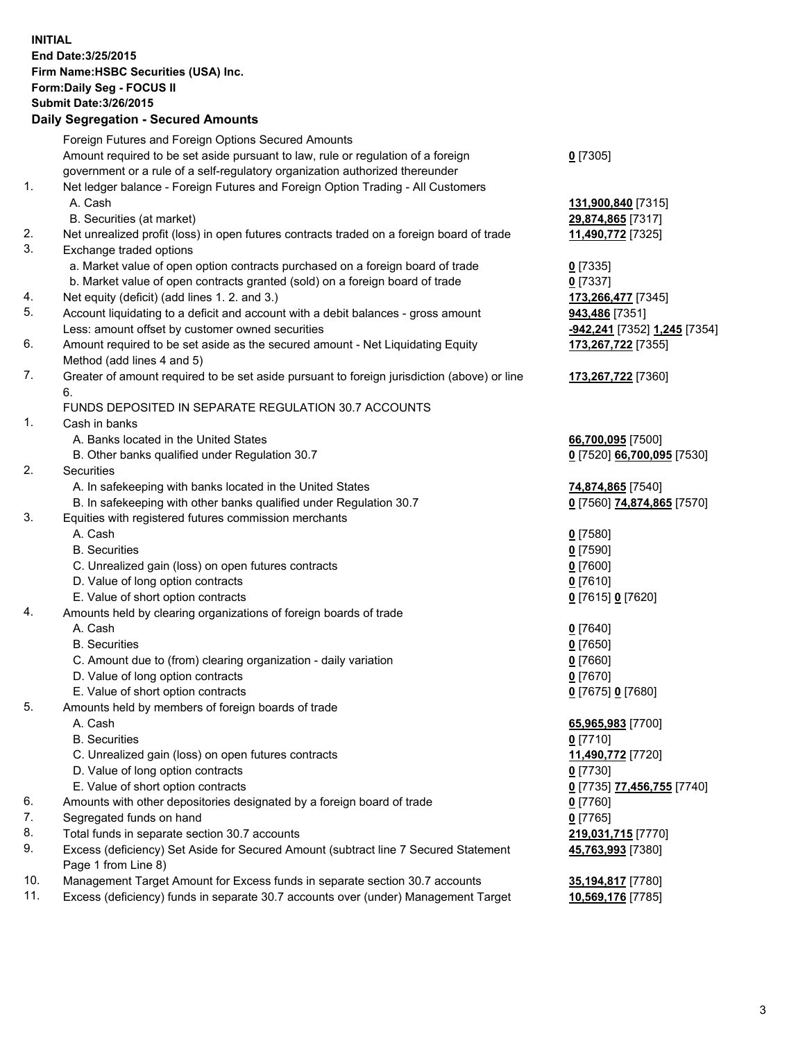**INITIAL**
**End Date:3/25/2015**
**Firm Name:HSBC Securities (USA) Inc.**
**Form:Daily Seg - FOCUS II**
**Submit Date:3/26/2015**

## Daily Segregation - Secured Amounts

| | | |
|---|---|---|
| | Foreign Futures and Foreign Options Secured Amounts | |
| | Amount required to be set aside pursuant to law, rule or regulation of a foreign government or a rule of a self-regulatory organization authorized thereunder | **0** [7305] |
| 1. | Net ledger balance - Foreign Futures and Foreign Option Trading - All Customers | |
| | A. Cash | **131,900,840** [7315] |
| | B. Securities (at market) | **29,874,865** [7317] |
| 2. | Net unrealized profit (loss) in open futures contracts traded on a foreign board of trade | **11,490,772** [7325] |
| 3. | Exchange traded options | |
| | a. Market value of open option contracts purchased on a foreign board of trade | **0** [7335] |
| | b. Market value of open contracts granted (sold) on a foreign board of trade | **0** [7337] |
| 4. | Net equity (deficit) (add lines 1. 2. and 3.) | **173,266,477** [7345] |
| 5. | Account liquidating to a deficit and account with a debit balances - gross amount | **943,486** [7351] |
| | Less: amount offset by customer owned securities | **-942,241** [7352] **1,245** [7354] |
| 6. | Amount required to be set aside as the secured amount - Net Liquidating Equity Method (add lines 4 and 5) | **173,267,722** [7355] |
| 7. | Greater of amount required to be set aside pursuant to foreign jurisdiction (above) or line 6. | **173,267,722** [7360] |
| | FUNDS DEPOSITED IN SEPARATE REGULATION 30.7 ACCOUNTS | |
| 1. | Cash in banks | |
| | A. Banks located in the United States | **66,700,095** [7500] |
| | B. Other banks qualified under Regulation 30.7 | **0** [7520] **66,700,095** [7530] |
| 2. | Securities | |
| | A. In safekeeping with banks located in the United States | **74,874,865** [7540] |
| | B. In safekeeping with other banks qualified under Regulation 30.7 | **0** [7560] **74,874,865** [7570] |
| 3. | Equities with registered futures commission merchants | |
| | A. Cash | **0** [7580] |
| | B. Securities | **0** [7590] |
| | C. Unrealized gain (loss) on open futures contracts | **0** [7600] |
| | D. Value of long option contracts | **0** [7610] |
| | E. Value of short option contracts | **0** [7615] **0** [7620] |
| 4. | Amounts held by clearing organizations of foreign boards of trade | |
| | A. Cash | **0** [7640] |
| | B. Securities | **0** [7650] |
| | C. Amount due to (from) clearing organization - daily variation | **0** [7660] |
| | D. Value of long option contracts | **0** [7670] |
| | E. Value of short option contracts | **0** [7675] **0** [7680] |
| 5. | Amounts held by members of foreign boards of trade | |
| | A. Cash | **65,965,983** [7700] |
| | B. Securities | **0** [7710] |
| | C. Unrealized gain (loss) on open futures contracts | **11,490,772** [7720] |
| | D. Value of long option contracts | **0** [7730] |
| | E. Value of short option contracts | **0** [7735] **77,456,755** [7740] |
| 6. | Amounts with other depositories designated by a foreign board of trade | **0** [7760] |
| 7. | Segregated funds on hand | **0** [7765] |
| 8. | Total funds in separate section 30.7 accounts | **219,031,715** [7770] |
| 9. | Excess (deficiency) Set Aside for Secured Amount (subtract line 7 Secured Statement Page 1 from Line 8) | **45,763,993** [7380] |
| 10. | Management Target Amount for Excess funds in separate section 30.7 accounts | **35,194,817** [7780] |
| 11. | Excess (deficiency) funds in separate 30.7 accounts over (under) Management Target | **10,569,176** [7785] |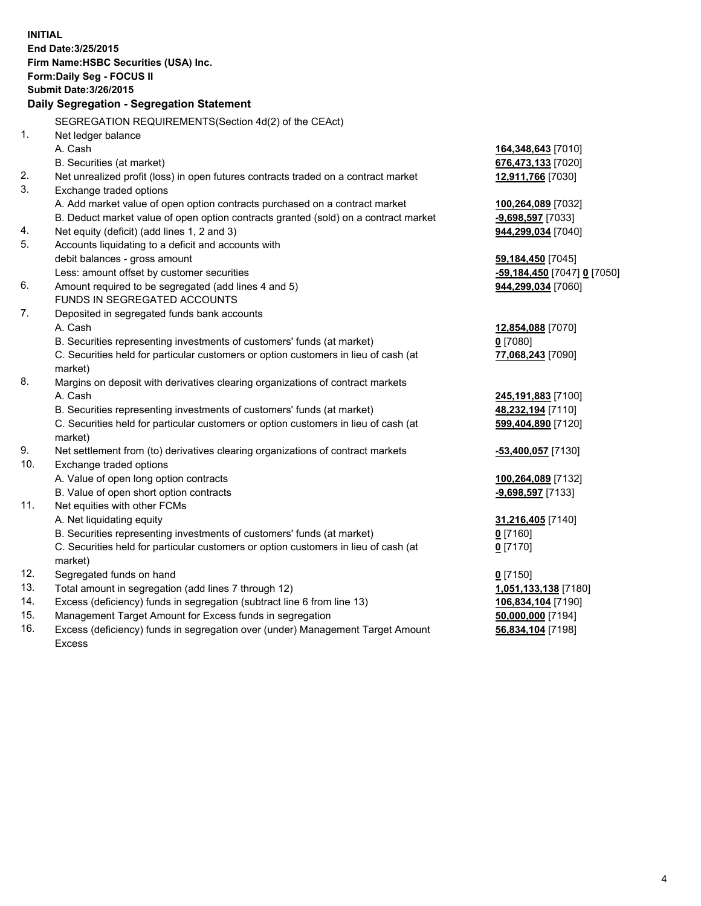**INITIAL**
**End Date:3/25/2015**
**Firm Name:HSBC Securities (USA) Inc.**
**Form:Daily Seg - FOCUS II**
**Submit Date:3/26/2015**

### Daily Segregation - Segregation Statement

SEGREGATION REQUIREMENTS(Section 4d(2) of the CEAct)

| | | |
|---|---|---|
| 1. | Net ledger balance | |
| | A. Cash | **164,348,643** [7010] |
| | B. Securities (at market) | **676,473,133** [7020] |
| 2. | Net unrealized profit (loss) in open futures contracts traded on a contract market | **12,911,766** [7030] |
| 3. | Exchange traded options | |
| | A. Add market value of open option contracts purchased on a contract market | **100,264,089** [7032] |
| | B. Deduct market value of open option contracts granted (sold) on a contract market | **-9,698,597** [7033] |
| 4. | Net equity (deficit) (add lines 1, 2 and 3) | **944,299,034** [7040] |
| 5. | Accounts liquidating to a deficit and accounts with | |
| | debit balances - gross amount | **59,184,450** [7045] |
| | Less: amount offset by customer securities | **-59,184,450** [7047] **0** [7050] |
| 6. | Amount required to be segregated (add lines 4 and 5) | **944,299,034** [7060] |
| | FUNDS IN SEGREGATED ACCOUNTS | |
| 7. | Deposited in segregated funds bank accounts | |
| | A. Cash | **12,854,088** [7070] |
| | B. Securities representing investments of customers' funds (at market) | **0** [7080] |
| | C. Securities held for particular customers or option customers in lieu of cash (at market) | **77,068,243** [7090] |
| 8. | Margins on deposit with derivatives clearing organizations of contract markets | |
| | A. Cash | **245,191,883** [7100] |
| | B. Securities representing investments of customers' funds (at market) | **48,232,194** [7110] |
| | C. Securities held for particular customers or option customers in lieu of cash (at market) | **599,404,890** [7120] |
| 9. | Net settlement from (to) derivatives clearing organizations of contract markets | **-53,400,057** [7130] |
| 10. | Exchange traded options | |
| | A. Value of open long option contracts | **100,264,089** [7132] |
| | B. Value of open short option contracts | **-9,698,597** [7133] |
| 11. | Net equities with other FCMs | |
| | A. Net liquidating equity | **31,216,405** [7140] |
| | B. Securities representing investments of customers' funds (at market) | **0** [7160] |
| | C. Securities held for particular customers or option customers in lieu of cash (at market) | **0** [7170] |
| 12. | Segregated funds on hand | **0** [7150] |
| 13. | Total amount in segregation (add lines 7 through 12) | **1,051,133,138** [7180] |
| 14. | Excess (deficiency) funds in segregation (subtract line 6 from line 13) | **106,834,104** [7190] |
| 15. | Management Target Amount for Excess funds in segregation | **50,000,000** [7194] |
| 16. | Excess (deficiency) funds in segregation over (under) Management Target Amount Excess | **56,834,104** [7198] |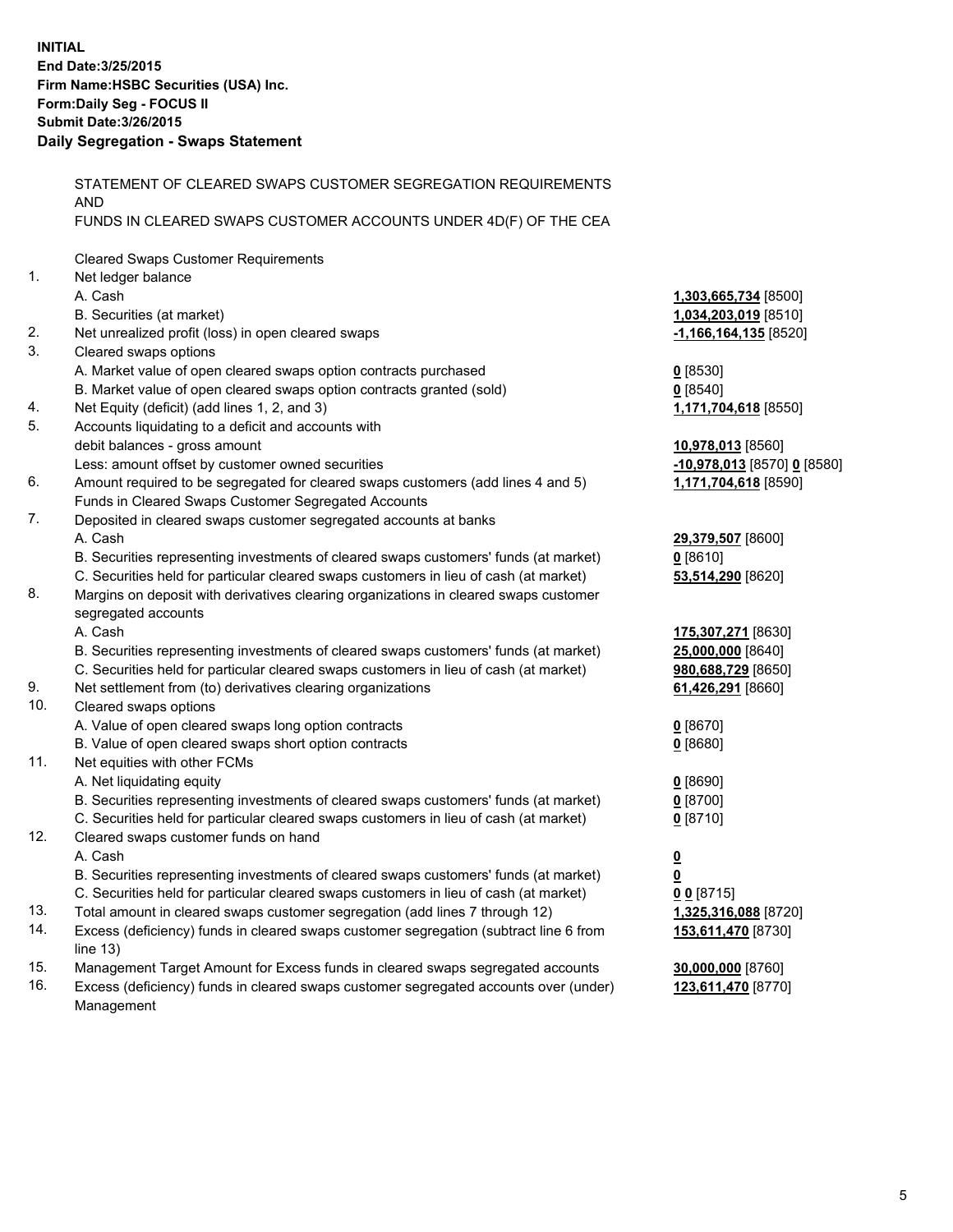**INITIAL**
**End Date:3/25/2015**
**Firm Name:HSBC Securities (USA) Inc.**
**Form:Daily Seg - FOCUS II**
**Submit Date:3/26/2015**
**Daily Segregation - Swaps Statement**

STATEMENT OF CLEARED SWAPS CUSTOMER SEGREGATION REQUIREMENTS AND FUNDS IN CLEARED SWAPS CUSTOMER ACCOUNTS UNDER 4D(F) OF THE CEA

| | | |
|---|---|---|
| | Cleared Swaps Customer Requirements | |
| 1. | Net ledger balance | |
| | A. Cash | 1,303,665,734 [8500] |
| | B. Securities (at market) | 1,034,203,019 [8510] |
| 2. | Net unrealized profit (loss) in open cleared swaps | -1,166,164,135 [8520] |
| 3. | Cleared swaps options | |
| | A. Market value of open cleared swaps option contracts purchased | 0 [8530] |
| | B. Market value of open cleared swaps option contracts granted (sold) | 0 [8540] |
| 4. | Net Equity (deficit) (add lines 1, 2, and 3) | 1,171,704,618 [8550] |
| 5. | Accounts liquidating to a deficit and accounts with debit balances - gross amount | 10,978,013 [8560] |
| | Less: amount offset by customer owned securities | -10,978,013 [8570] 0 [8580] |
| 6. | Amount required to be segregated for cleared swaps customers (add lines 4 and 5) | 1,171,704,618 [8590] |
| | Funds in Cleared Swaps Customer Segregated Accounts | |
| 7. | Deposited in cleared swaps customer segregated accounts at banks | |
| | A. Cash | 29,379,507 [8600] |
| | B. Securities representing investments of cleared swaps customers' funds (at market) | 0 [8610] |
| | C. Securities held for particular cleared swaps customers in lieu of cash (at market) | 53,514,290 [8620] |
| 8. | Margins on deposit with derivatives clearing organizations in cleared swaps customer segregated accounts | |
| | A. Cash | 175,307,271 [8630] |
| | B. Securities representing investments of cleared swaps customers' funds (at market) | 25,000,000 [8640] |
| | C. Securities held for particular cleared swaps customers in lieu of cash (at market) | 980,688,729 [8650] |
| 9. | Net settlement from (to) derivatives clearing organizations | 61,426,291 [8660] |
| 10. | Cleared swaps options | |
| | A. Value of open cleared swaps long option contracts | 0 [8670] |
| | B. Value of open cleared swaps short option contracts | 0 [8680] |
| 11. | Net equities with other FCMs | |
| | A. Net liquidating equity | 0 [8690] |
| | B. Securities representing investments of cleared swaps customers' funds (at market) | 0 [8700] |
| | C. Securities held for particular cleared swaps customers in lieu of cash (at market) | 0 [8710] |
| 12. | Cleared swaps customer funds on hand | |
| | A. Cash | 0 |
| | B. Securities representing investments of cleared swaps customers' funds (at market) | 0 |
| | C. Securities held for particular cleared swaps customers in lieu of cash (at market) | 0 0 [8715] |
| 13. | Total amount in cleared swaps customer segregation (add lines 7 through 12) | 1,325,316,088 [8720] |
| 14. | Excess (deficiency) funds in cleared swaps customer segregation (subtract line 6 from line 13) | 153,611,470 [8730] |
| 15. | Management Target Amount for Excess funds in cleared swaps segregated accounts | 30,000,000 [8760] |
| 16. | Excess (deficiency) funds in cleared swaps customer segregated accounts over (under) Management | 123,611,470 [8770] |